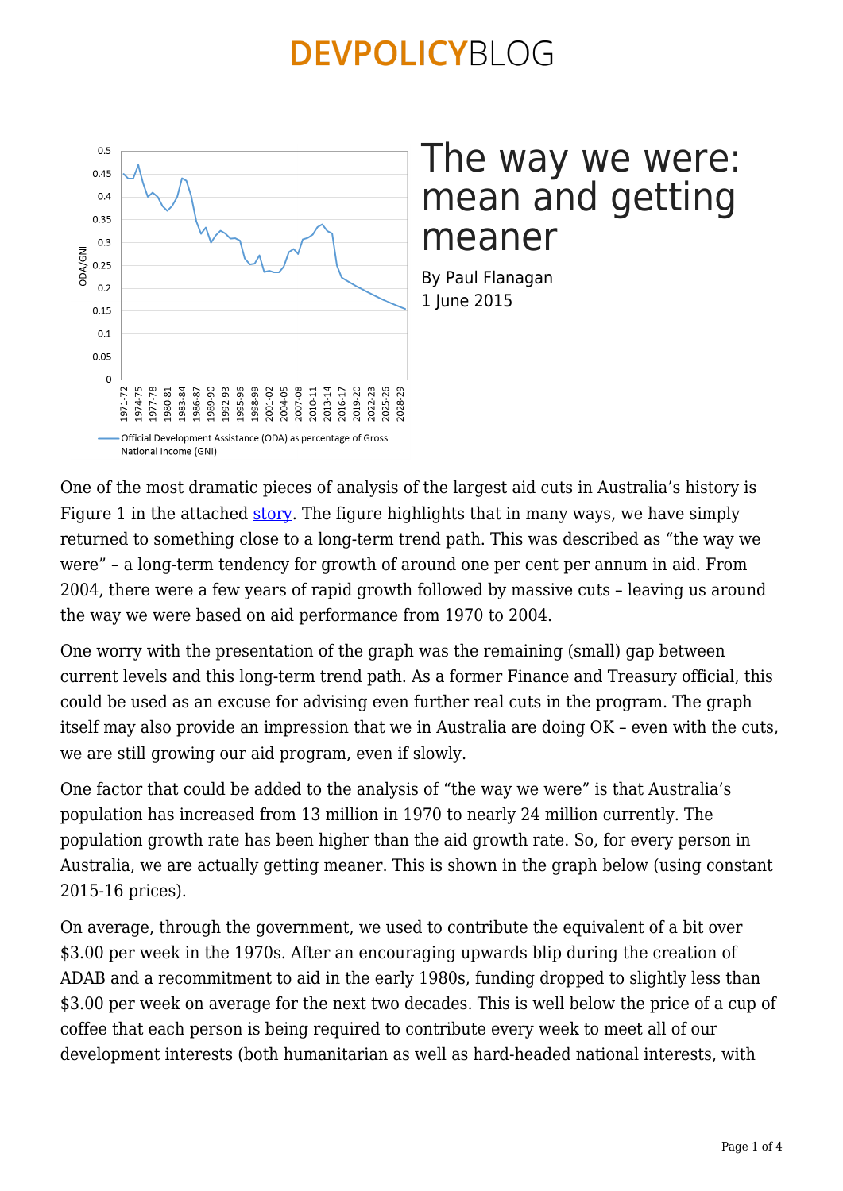# The way we were: mean and getting meaner

By Paul Flanagan
1 June 2015

One of the most dramatic pieces of analysis of the largest aid cuts in Australia's history is Figure 1 in the attached story. The figure highlights that in many ways, we have simply returned to something close to a long-term trend path. This was described as "the way we were" – a long-term tendency for growth of around one per cent per annum in aid. From 2004, there were a few years of rapid growth followed by massive cuts – leaving us around the way we were based on aid performance from 1970 to 2004.

One worry with the presentation of the graph was the remaining (small) gap between current levels and this long-term trend path. As a former Finance and Treasury official, this could be used as an excuse for advising even further real cuts in the program. The graph itself may also provide an impression that we in Australia are doing OK – even with the cuts, we are still growing our aid program, even if slowly.

One factor that could be added to the analysis of "the way we were" is that Australia's population has increased from 13 million in 1970 to nearly 24 million currently. The population growth rate has been higher than the aid growth rate. So, for every person in Australia, we are actually getting meaner. This is shown in the graph below (using constant 2015-16 prices).

On average, through the government, we used to contribute the equivalent of a bit over $3.00 per week in the 1970s. After an encouraging upwards blip during the creation of ADAB and a recommitment to aid in the early 1980s, funding dropped to slightly less than $3.00 per week on average for the next two decades. This is well below the price of a cup of coffee that each person is being required to contribute every week to meet all of our development interests (both humanitarian as well as hard-headed national interests, with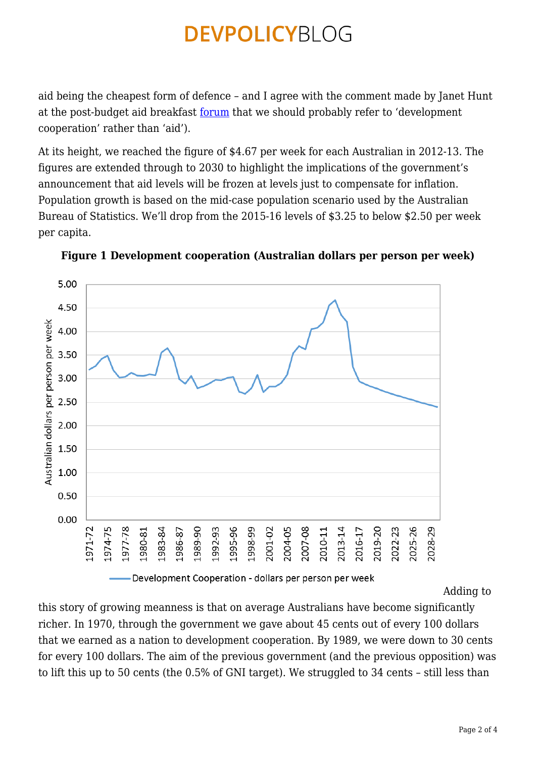aid being the cheapest form of defence – and I agree with the comment made by Janet Hunt at the post-budget aid breakfast [forum](#) that we should probably refer to 'development cooperation' rather than 'aid').

At its height, we reached the figure of $4.67 per week for each Australian in 2012-13. The figures are extended through to 2030 to highlight the implications of the government's announcement that aid levels will be frozen at levels just to compensate for inflation. Population growth is based on the mid-case population scenario used by the Australian Bureau of Statistics. We'll drop from the 2015-16 levels of $3.25 to below $2.50 per week per capita.

**Figure 1 Development cooperation (Australian dollars per person per week)**

Adding to this story of growing meanness is that on average Australians have become significantly richer. In 1970, through the government we gave about 45 cents out of every 100 dollars that we earned as a nation to development cooperation. By 1989, we were down to 30 cents for every 100 dollars. The aim of the previous government (and the previous opposition) was to lift this up to 50 cents (the 0.5% of GNI target). We struggled to 34 cents – still less than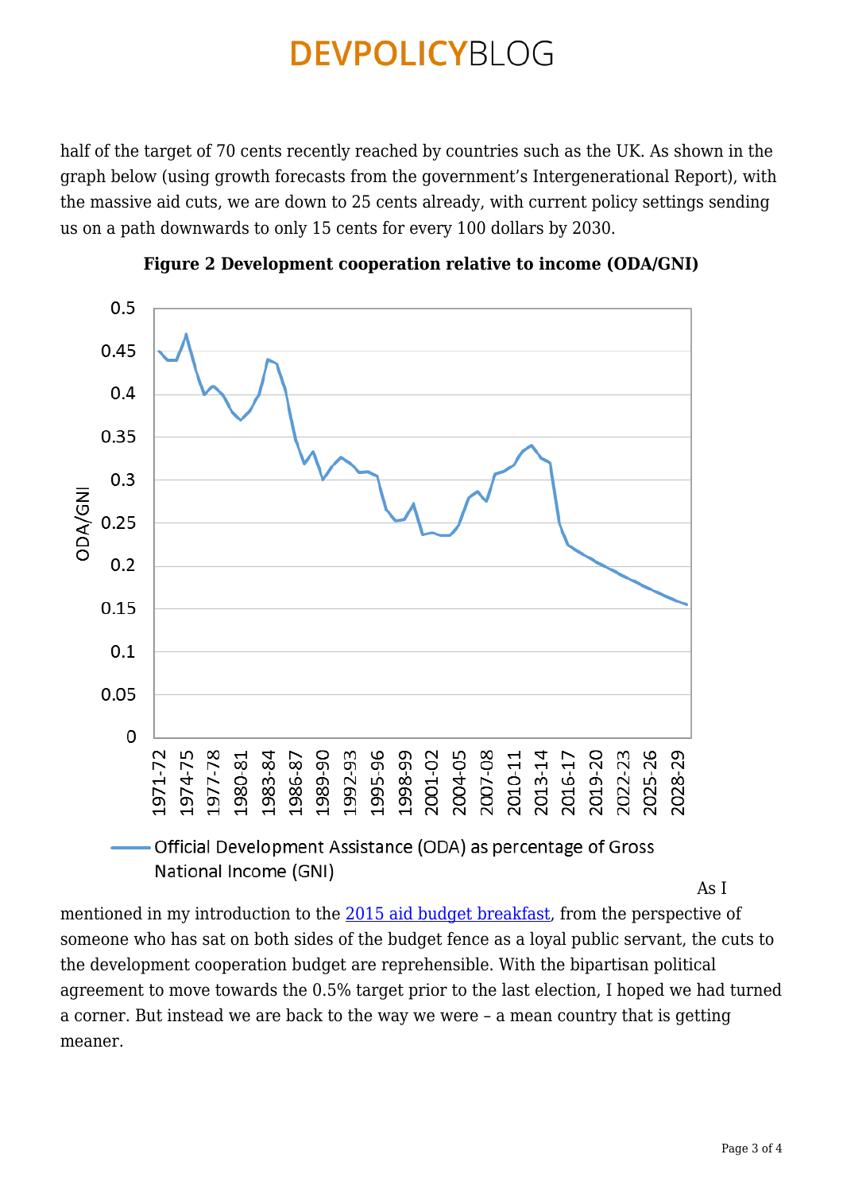half of the target of 70 cents recently reached by countries such as the UK. As shown in the graph below (using growth forecasts from the government's Intergenerational Report), with the massive aid cuts, we are down to 25 cents already, with current policy settings sending us on a path downwards to only 15 cents for every 100 dollars by 2030.

**Figure 2 Development cooperation relative to income (ODA/GNI)**

As I mentioned in my introduction to the [2015 aid budget breakfast](), from the perspective of someone who has sat on both sides of the budget fence as a loyal public servant, the cuts to the development cooperation budget are reprehensible. With the bipartisan political agreement to move towards the 0.5% target prior to the last election, I hoped we had turned a corner. But instead we are back to the way we were – a mean country that is getting meaner.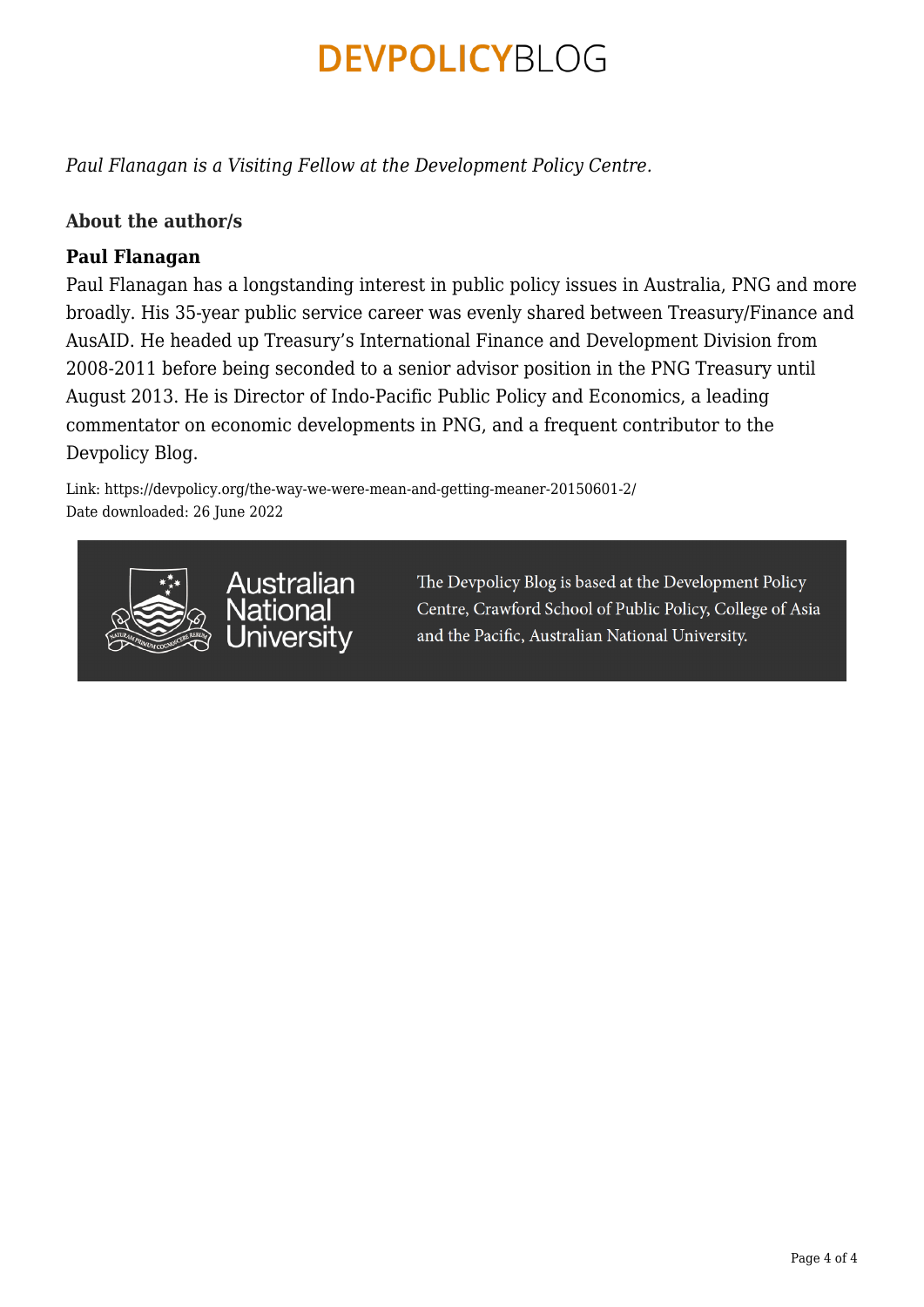*Paul Flanagan is a Visiting Fellow at the Development Policy Centre.*

### About the author/s

**Paul Flanagan**

Paul Flanagan has a longstanding interest in public policy issues in Australia, PNG and more broadly. His 35-year public service career was evenly shared between Treasury/Finance and AusAID. He headed up Treasury's International Finance and Development Division from 2008-2011 before being seconded to a senior advisor position in the PNG Treasury until August 2013. He is Director of Indo-Pacific Public Policy and Economics, a leading commentator on economic developments in PNG, and a frequent contributor to the Devpolicy Blog.

Link: https://devpolicy.org/the-way-we-were-mean-and-getting-meaner-20150601-2/
Date downloaded: 26 June 2022

Australian National University

The Devpolicy Blog is based at the Development Policy Centre, Crawford School of Public Policy, College of Asia and the Pacific, Australian National University.